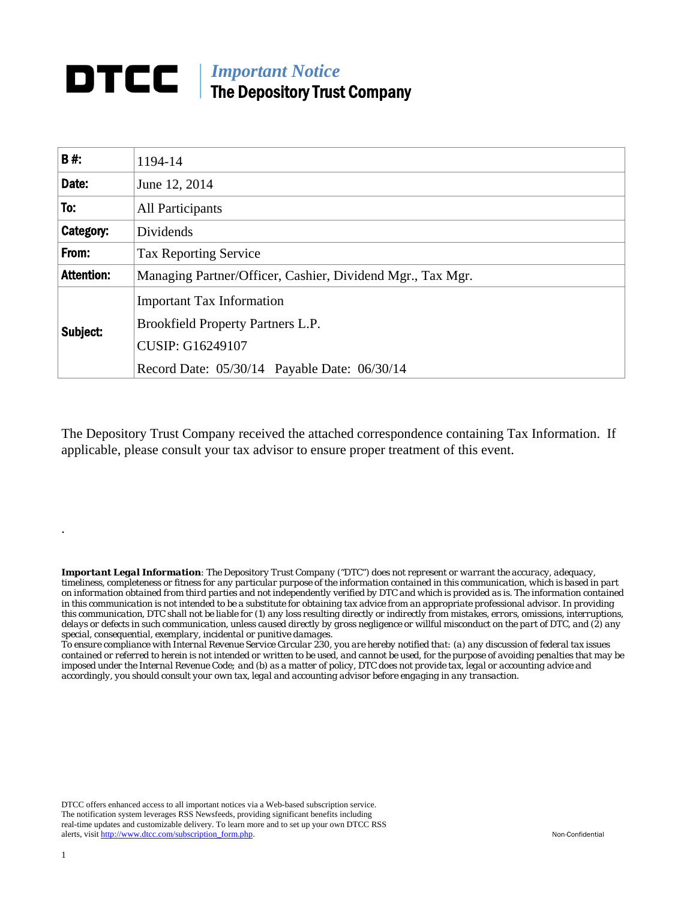# DTCC

## *Important Notice*
## The Depository Trust Company

| | |
|---|---|
| **B #:** | 1194-14 |
| **Date:** | June 12, 2014 |
| **To:** | All Participants |
| **Category:** | Dividends |
| **From:** | Tax Reporting Service |
| **Attention:** | Managing Partner/Officer, Cashier, Dividend Mgr., Tax Mgr. |
| **Subject:** | Important Tax Information<br>Brookfield Property Partners L.P.<br>CUSIP: G16249107<br>Record Date: 05/30/14 Payable Date: 06/30/14 |

The Depository Trust Company received the attached correspondence containing Tax Information. If applicable, please consult your tax advisor to ensure proper treatment of this event.

.

***Important Legal Information**: The Depository Trust Company ("DTC") does not represent or warrant the accuracy, adequacy, timeliness, completeness or fitness for any particular purpose of the information contained in this communication, which is based in part on information obtained from third parties and not independently verified by DTC and which is provided as is. The information contained in this communication is not intended to be a substitute for obtaining tax advice from an appropriate professional advisor. In providing this communication, DTC shall not be liable for (1) any loss resulting directly or indirectly from mistakes, errors, omissions, interruptions, delays or defects in such communication, unless caused directly by gross negligence or willful misconduct on the part of DTC, and (2) any special, consequential, exemplary, incidental or punitive damages.*

*To ensure compliance with Internal Revenue Service Circular 230, you are hereby notified that: (a) any discussion of federal tax issues contained or referred to herein is not intended or written to be used, and cannot be used, for the purpose of avoiding penalties that may be imposed under the Internal Revenue Code; and (b) as a matter of policy, DTC does not provide tax, legal or accounting advice and accordingly, you should consult your own tax, legal and accounting advisor before engaging in any transaction.*

DTCC offers enhanced access to all important notices via a Web-based subscription service. The notification system leverages RSS Newsfeeds, providing significant benefits including real-time updates and customizable delivery. To learn more and to set up your own DTCC RSS alerts, visit http://www.dtcc.com/subscription_form.php.

Non-Confidential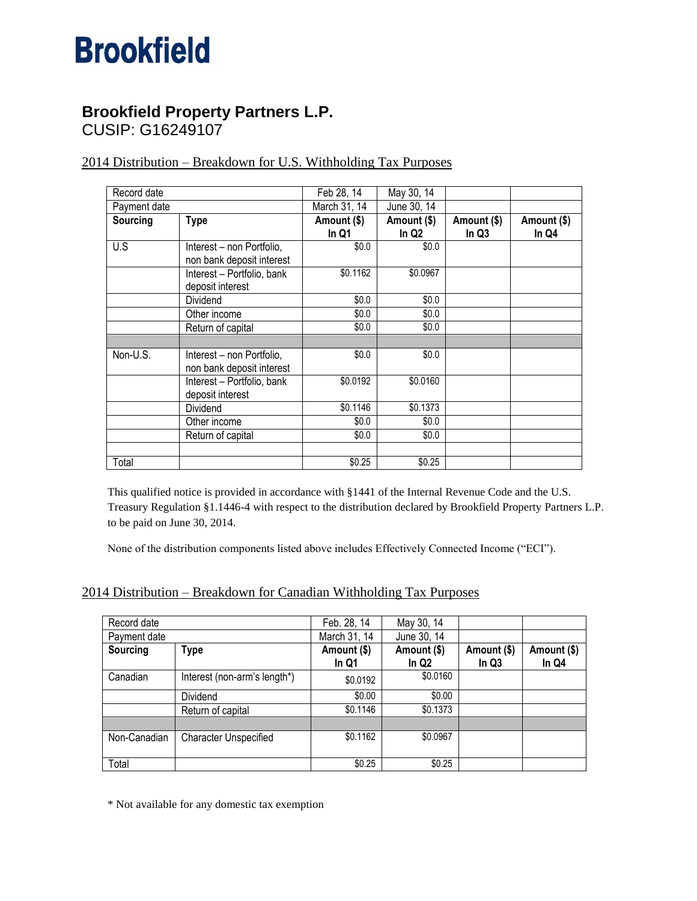# Brookfield

## Brookfield Property Partners L.P.

CUSIP: G16249107

### 2014 Distribution – Breakdown for U.S. Withholding Tax Purposes

| Record date | | Feb 28, 14 | May 30, 14 | | |
|---|---|---|---|---|---|
| Payment date | | March 31, 14 | June 30, 14 | | |
| **Sourcing** | **Type** | **Amount ($) In Q1** | **Amount ($) In Q2** | **Amount ($) In Q3** | **Amount ($) In Q4** |
| U.S | Interest – non Portfolio, non bank deposit interest | $0.0 | $0.0 | | |
| | Interest – Portfolio, bank deposit interest | $0.1162 | $0.0967 | | |
| | Dividend | $0.0 | $0.0 | | |
| | Other income | $0.0 | $0.0 | | |
| | Return of capital | $0.0 | $0.0 | | |
| | | | | | |
| Non-U.S. | Interest – non Portfolio, non bank deposit interest | $0.0 | $0.0 | | |
| | Interest – Portfolio, bank deposit interest | $0.0192 | $0.0160 | | |
| | Dividend | $0.1146 | $0.1373 | | |
| | Other income | $0.0 | $0.0 | | |
| | Return of capital | $0.0 | $0.0 | | |
| | | | | | |
| Total | | $0.25 | $0.25 | | |

This qualified notice is provided in accordance with §1441 of the Internal Revenue Code and the U.S. Treasury Regulation §1.1446-4 with respect to the distribution declared by Brookfield Property Partners L.P. to be paid on June 30, 2014.

None of the distribution components listed above includes Effectively Connected Income ("ECI").

### 2014 Distribution – Breakdown for Canadian Withholding Tax Purposes

| Record date | | Feb. 28, 14 | May 30, 14 | | |
|---|---|---|---|---|---|
| Payment date | | March 31, 14 | June 30, 14 | | |
| **Sourcing** | **Type** | **Amount ($) In Q1** | **Amount ($) In Q2** | **Amount ($) In Q3** | **Amount ($) In Q4** |
| Canadian | Interest (non-arm's length*) | $0.0192 | $0.0160 | | |
| | Dividend | $0.00 | $0.00 | | |
| | Return of capital | $0.1146 | $0.1373 | | |
| | | | | | |
| Non-Canadian | Character Unspecified | $0.1162 | $0.0967 | | |
| Total | | $0.25 | $0.25 | | |

* Not available for any domestic tax exemption